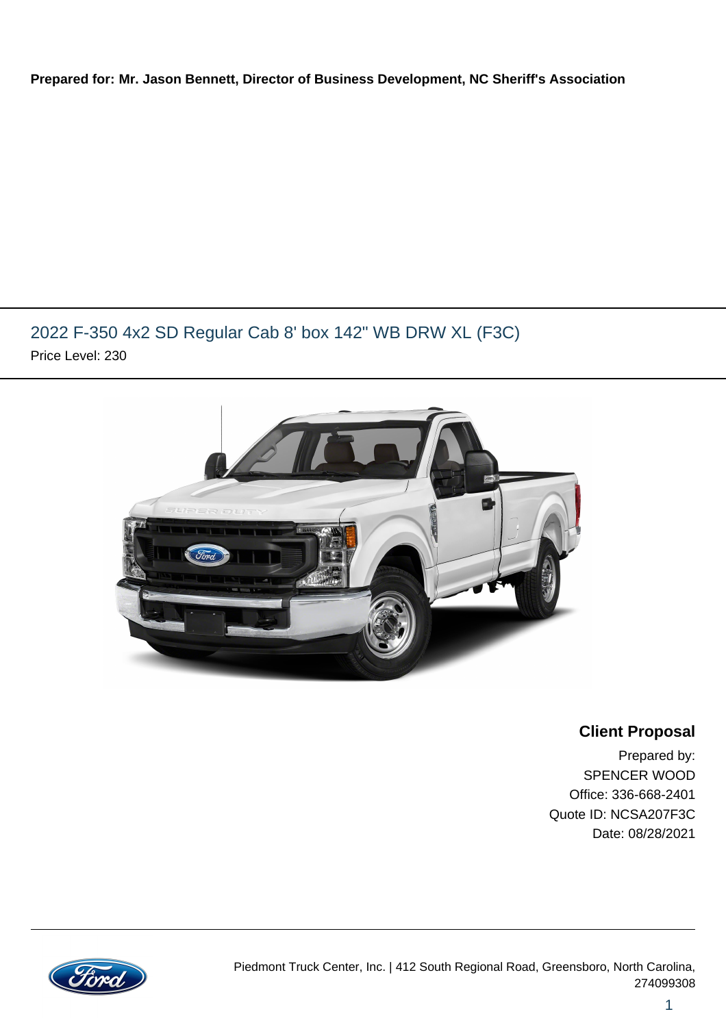**Prepared for: Mr. Jason Bennett, Director of Business Development, NC Sheriff's Association**

## 2022 F-350 4x2 SD Regular Cab 8' box 142" WB DRW XL (F3C)

Price Level: 230

**Client Proposal**

Prepared by:
SPENCER WOOD
Office: 336-668-2401
Quote ID: NCSA207F3C
Date: 08/28/2021

Piedmont Truck Center, Inc. | 412 South Regional Road, Greensboro, North Carolina, 274099308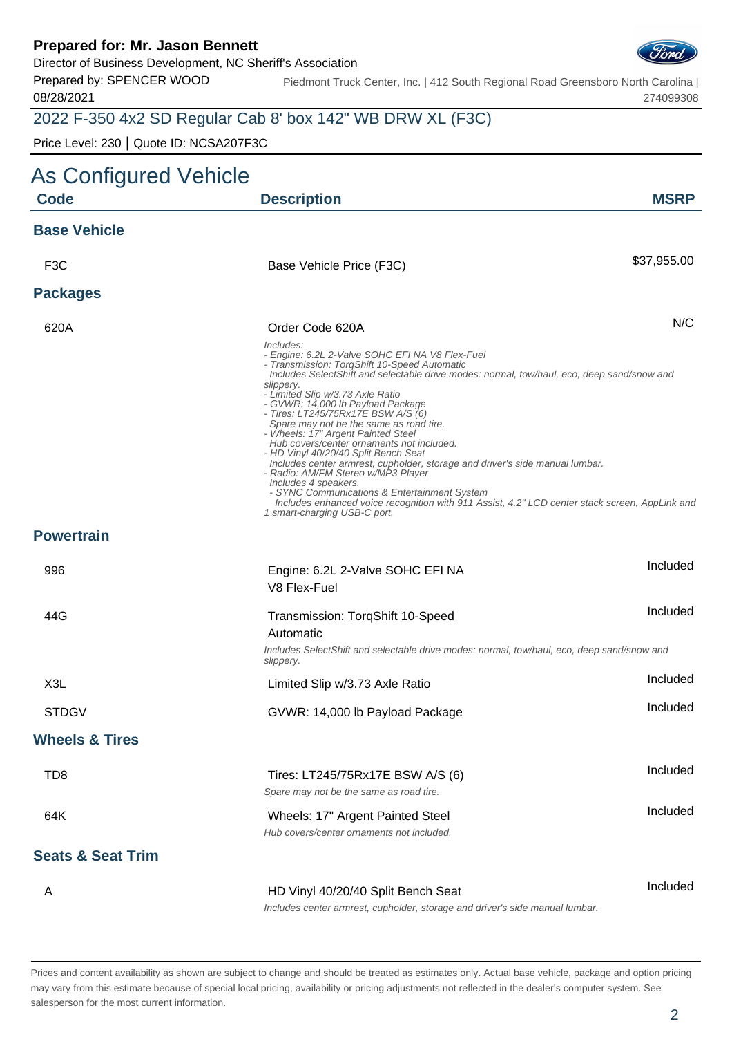**Prepared for: Mr. Jason Bennett**
Director of Business Development, NC Sheriff's Association
Prepared by: SPENCER WOOD
08/28/2021

Piedmont Truck Center, Inc. | 412 South Regional Road Greensboro North Carolina | 274099308

## 2022 F-350 4x2 SD Regular Cab 8' box 142" WB DRW XL (F3C)

Price Level: 230 | Quote ID: NCSA207F3C

# As Configured Vehicle

| Code | Description | MSRP |
|---|---|---|
| **Base Vehicle** | | |
| F3C | Base Vehicle Price (F3C) | $37,955.00 |
| **Packages** | | |
| 620A | Order Code 620A<br>*Includes:*<br>*- Engine: 6.2L 2-Valve SOHC EFI NA V8 Flex-Fuel*<br>*- Transmission: TorqShift 10-Speed Automatic*<br>*Includes SelectShift and selectable drive modes: normal, tow/haul, eco, deep sand/snow and slippery.*<br>*- Limited Slip w/3.73 Axle Ratio*<br>*- GVWR: 14,000 lb Payload Package*<br>*- Tires: LT245/75Rx17E BSW A/S (6)*<br>*Spare may not be the same as road tire.*<br>*- Wheels: 17" Argent Painted Steel*<br>*Hub covers/center ornaments not included.*<br>*- HD Vinyl 40/20/40 Split Bench Seat*<br>*Includes center armrest, cupholder, storage and driver's side manual lumbar.*<br>*- Radio: AM/FM Stereo w/MP3 Player*<br>*Includes 4 speakers.*<br>*- SYNC Communications & Entertainment System*<br>*Includes enhanced voice recognition with 911 Assist, 4.2" LCD center stack screen, AppLink and 1 smart-charging USB-C port.* | N/C |
| **Powertrain** | | |
| 996 | Engine: 6.2L 2-Valve SOHC EFI NA V8 Flex-Fuel | Included |
| 44G | Transmission: TorqShift 10-Speed Automatic<br>*Includes SelectShift and selectable drive modes: normal, tow/haul, eco, deep sand/snow and slippery.* | Included |
| X3L | Limited Slip w/3.73 Axle Ratio | Included |
| STDGV | GVWR: 14,000 lb Payload Package | Included |
| **Wheels & Tires** | | |
| TD8 | Tires: LT245/75Rx17E BSW A/S (6)<br>*Spare may not be the same as road tire.* | Included |
| 64K | Wheels: 17" Argent Painted Steel<br>*Hub covers/center ornaments not included.* | Included |
| **Seats & Seat Trim** | | |
| A | HD Vinyl 40/20/40 Split Bench Seat<br>*Includes center armrest, cupholder, storage and driver's side manual lumbar.* | Included |

Prices and content availability as shown are subject to change and should be treated as estimates only. Actual base vehicle, package and option pricing may vary from this estimate because of special local pricing, availability or pricing adjustments not reflected in the dealer's computer system. See salesperson for the most current information.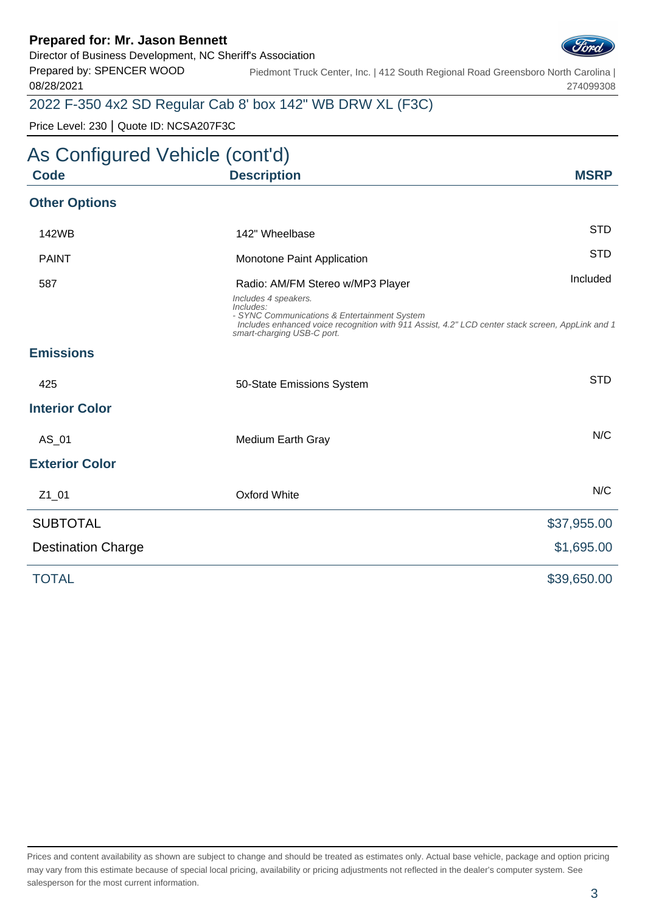**Prepared for: Mr. Jason Bennett**
Director of Business Development, NC Sheriff's Association
Prepared by: SPENCER WOOD
08/28/2021

Piedmont Truck Center, Inc. | 412 South Regional Road Greensboro North Carolina | 274099308

2022 F-350 4x2 SD Regular Cab 8' box 142" WB DRW XL (F3C)

Price Level: 230 | Quote ID: NCSA207F3C

# As Configured Vehicle (cont'd)

| Code | Description | MSRP |
|---|---|---|
| **Other Options** | | |
| 142WB | 142" Wheelbase | STD |
| PAINT | Monotone Paint Application | STD |
| 587 | Radio: AM/FM Stereo w/MP3 Player<br>*Includes 4 speakers.*<br>*Includes:*<br>*- SYNC Communications & Entertainment System*<br>*Includes enhanced voice recognition with 911 Assist, 4.2" LCD center stack screen, AppLink and 1 smart-charging USB-C port.* | Included |
| **Emissions** | | |
| 425 | 50-State Emissions System | STD |
| **Interior Color** | | |
| AS_01 | Medium Earth Gray | N/C |
| **Exterior Color** | | |
| Z1_01 | Oxford White | N/C |
| SUBTOTAL | | $37,955.00 |
| Destination Charge | | $1,695.00 |
| TOTAL | | $39,650.00 |

Prices and content availability as shown are subject to change and should be treated as estimates only. Actual base vehicle, package and option pricing may vary from this estimate because of special local pricing, availability or pricing adjustments not reflected in the dealer's computer system. See salesperson for the most current information.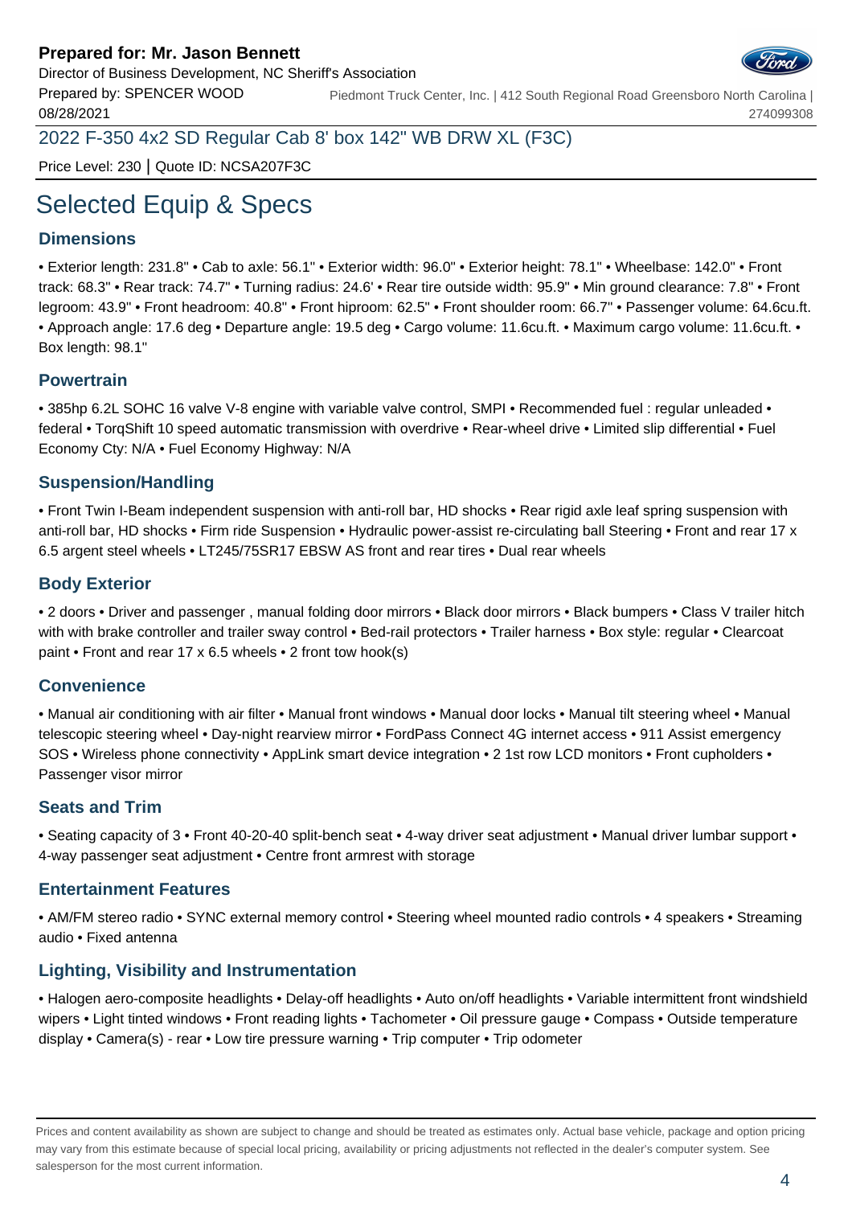**Prepared for: Mr. Jason Bennett**
Director of Business Development, NC Sheriff's Association
Prepared by: SPENCER WOOD
08/28/2021

Piedmont Truck Center, Inc. | 412 South Regional Road Greensboro North Carolina | 274099308

2022 F-350 4x2 SD Regular Cab 8' box 142" WB DRW XL (F3C)

Price Level: 230 | Quote ID: NCSA207F3C

# Selected Equip & Specs

## Dimensions

• Exterior length: 231.8" • Cab to axle: 56.1" • Exterior width: 96.0" • Exterior height: 78.1" • Wheelbase: 142.0" • Front track: 68.3" • Rear track: 74.7" • Turning radius: 24.6' • Rear tire outside width: 95.9" • Min ground clearance: 7.8" • Front legroom: 43.9" • Front headroom: 40.8" • Front hiproom: 62.5" • Front shoulder room: 66.7" • Passenger volume: 64.6cu.ft. • Approach angle: 17.6 deg • Departure angle: 19.5 deg • Cargo volume: 11.6cu.ft. • Maximum cargo volume: 11.6cu.ft. • Box length: 98.1"

## Powertrain

• 385hp 6.2L SOHC 16 valve V-8 engine with variable valve control, SMPI • Recommended fuel : regular unleaded • federal • TorqShift 10 speed automatic transmission with overdrive • Rear-wheel drive • Limited slip differential • Fuel Economy Cty: N/A • Fuel Economy Highway: N/A

## Suspension/Handling

• Front Twin I-Beam independent suspension with anti-roll bar, HD shocks • Rear rigid axle leaf spring suspension with anti-roll bar, HD shocks • Firm ride Suspension • Hydraulic power-assist re-circulating ball Steering • Front and rear 17 x 6.5 argent steel wheels • LT245/75SR17 EBSW AS front and rear tires • Dual rear wheels

## Body Exterior

• 2 doors • Driver and passenger , manual folding door mirrors • Black door mirrors • Black bumpers • Class V trailer hitch with with brake controller and trailer sway control • Bed-rail protectors • Trailer harness • Box style: regular • Clearcoat paint • Front and rear 17 x 6.5 wheels • 2 front tow hook(s)

## Convenience

• Manual air conditioning with air filter • Manual front windows • Manual door locks • Manual tilt steering wheel • Manual telescopic steering wheel • Day-night rearview mirror • FordPass Connect 4G internet access • 911 Assist emergency SOS • Wireless phone connectivity • AppLink smart device integration • 2 1st row LCD monitors • Front cupholders • Passenger visor mirror

## Seats and Trim

• Seating capacity of 3 • Front 40-20-40 split-bench seat • 4-way driver seat adjustment • Manual driver lumbar support • 4-way passenger seat adjustment • Centre front armrest with storage

## Entertainment Features

• AM/FM stereo radio • SYNC external memory control • Steering wheel mounted radio controls • 4 speakers • Streaming audio • Fixed antenna

## Lighting, Visibility and Instrumentation

• Halogen aero-composite headlights • Delay-off headlights • Auto on/off headlights • Variable intermittent front windshield wipers • Light tinted windows • Front reading lights • Tachometer • Oil pressure gauge • Compass • Outside temperature display • Camera(s) - rear • Low tire pressure warning • Trip computer • Trip odometer

Prices and content availability as shown are subject to change and should be treated as estimates only. Actual base vehicle, package and option pricing may vary from this estimate because of special local pricing, availability or pricing adjustments not reflected in the dealer's computer system. See salesperson for the most current information.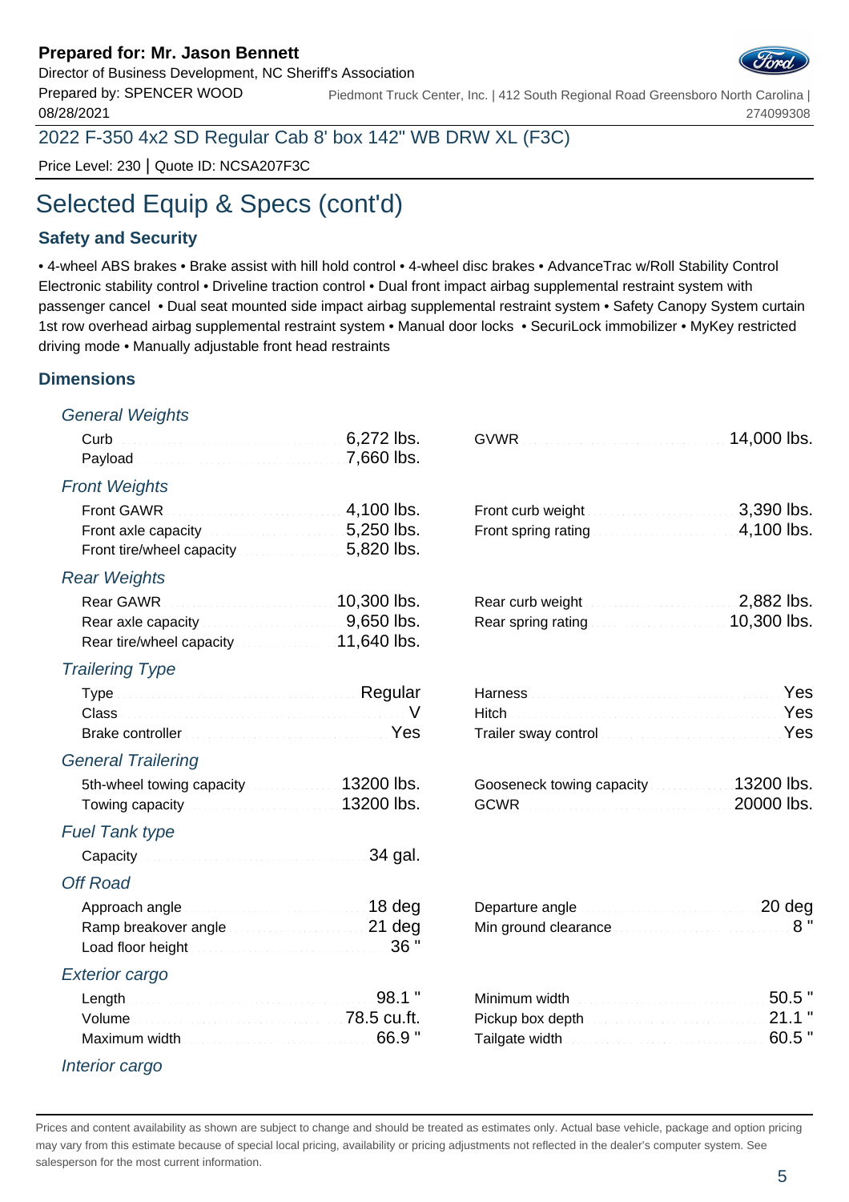Prepared for: Mr. Jason Bennett
Director of Business Development, NC Sheriff's Association
Prepared by: SPENCER WOOD
08/28/2021

Piedmont Truck Center, Inc. | 412 South Regional Road Greensboro North Carolina | 274099308

2022 F-350 4x2 SD Regular Cab 8' box 142" WB DRW XL (F3C)

Price Level: 230 | Quote ID: NCSA207F3C

# Selected Equip & Specs (cont'd)

### Safety and Security

• 4-wheel ABS brakes • Brake assist with hill hold control • 4-wheel disc brakes • AdvanceTrac w/Roll Stability Control Electronic stability control • Driveline traction control • Dual front impact airbag supplemental restraint system with passenger cancel • Dual seat mounted side impact airbag supplemental restraint system • Safety Canopy System curtain 1st row overhead airbag supplemental restraint system • Manual door locks • SecuriLock immobilizer • MyKey restricted driving mode • Manually adjustable front head restraints

### Dimensions

*General Weights*

| | | | |
|---|---|---|---|
| Curb | 6,272 lbs. | GVWR | 14,000 lbs. |
| Payload | 7,660 lbs. | | |

*Front Weights*

| | | | |
|---|---|---|---|
| Front GAWR | 4,100 lbs. | Front curb weight | 3,390 lbs. |
| Front axle capacity | 5,250 lbs. | Front spring rating | 4,100 lbs. |
| Front tire/wheel capacity | 5,820 lbs. | | |

*Rear Weights*

| | | | |
|---|---|---|---|
| Rear GAWR | 10,300 lbs. | Rear curb weight | 2,882 lbs. |
| Rear axle capacity | 9,650 lbs. | Rear spring rating | 10,300 lbs. |
| Rear tire/wheel capacity | 11,640 lbs. | | |

*Trailering Type*

| | | | |
|---|---|---|---|
| Type | Regular | Harness | Yes |
| Class | V | Hitch | Yes |
| Brake controller | Yes | Trailer sway control | Yes |

*General Trailering*

| | | | |
|---|---|---|---|
| 5th-wheel towing capacity | 13200 lbs. | Gooseneck towing capacity | 13200 lbs. |
| Towing capacity | 13200 lbs. | GCWR | 20000 lbs. |

*Fuel Tank type*

| | |
|---|---|
| Capacity | 34 gal. |

*Off Road*

| | | | |
|---|---|---|---|
| Approach angle | 18 deg | Departure angle | 20 deg |
| Ramp breakover angle | 21 deg | Min ground clearance | 8 " |
| Load floor height | 36 " | | |

*Exterior cargo*

| | | | |
|---|---|---|---|
| Length | 98.1 " | Minimum width | 50.5 " |
| Volume | 78.5 cu.ft. | Pickup box depth | 21.1 " |
| Maximum width | 66.9 " | Tailgate width | 60.5 " |

*Interior cargo*

Prices and content availability as shown are subject to change and should be treated as estimates only. Actual base vehicle, package and option pricing may vary from this estimate because of special local pricing, availability or pricing adjustments not reflected in the dealer's computer system. See salesperson for the most current information.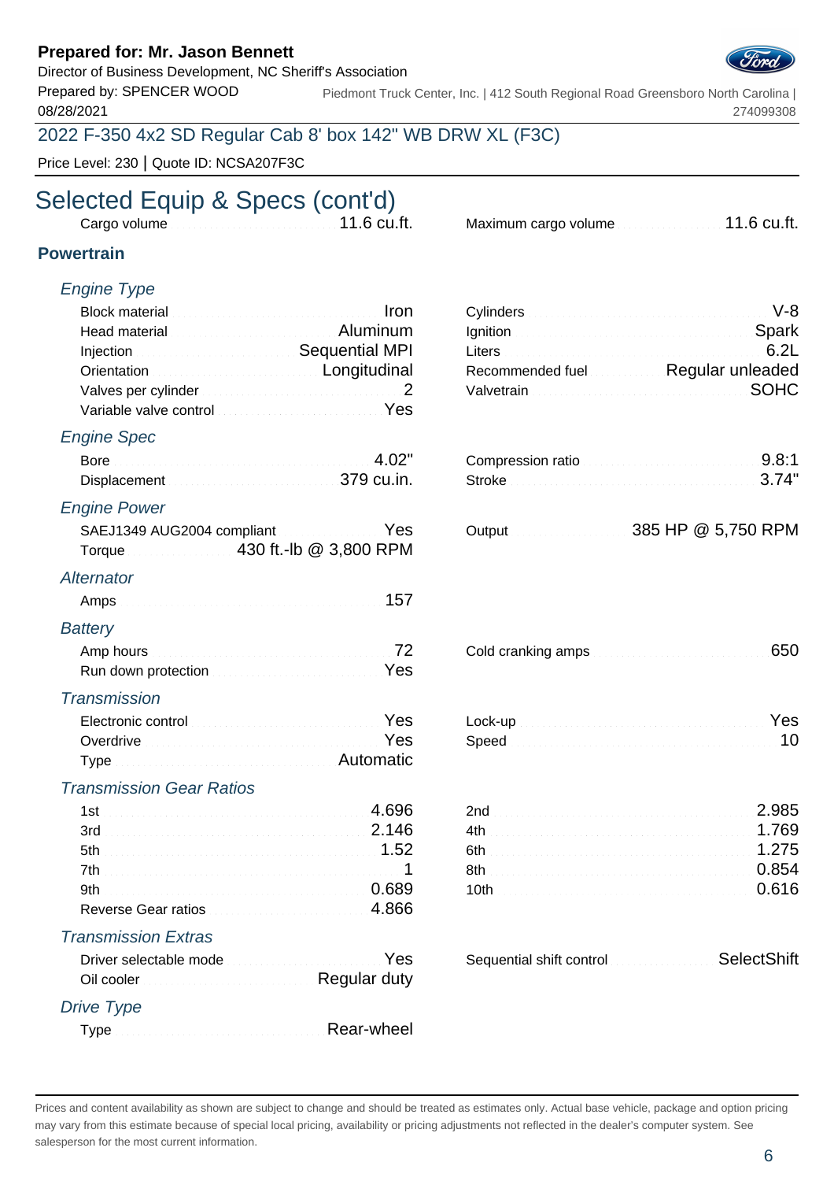**Prepared for: Mr. Jason Bennett**
Director of Business Development, NC Sheriff's Association
Prepared by: SPENCER WOOD
08/28/2021

Piedmont Truck Center, Inc. | 412 South Regional Road Greensboro North Carolina | 274099308

2022 F-350 4x2 SD Regular Cab 8' box 142" WB DRW XL (F3C)

Price Level: 230 | Quote ID: NCSA207F3C

# Selected Equip & Specs (cont'd)

| | | | |
|---|---|---|---|
| Cargo volume | 11.6 cu.ft. | Maximum cargo volume | 11.6 cu.ft. |

## Powertrain

### *Engine Type*

| | | | |
|---|---|---|---|
| Block material | Iron | Cylinders | V-8 |
| Head material | Aluminum | Ignition | Spark |
| Injection | Sequential MPI | Liters | 6.2L |
| Orientation | Longitudinal | Recommended fuel | Regular unleaded |
| Valves per cylinder | 2 | Valvetrain | SOHC |
| Variable valve control | Yes | | |

### *Engine Spec*

| | | | |
|---|---|---|---|
| Bore | 4.02" | Compression ratio | 9.8:1 |
| Displacement | 379 cu.in. | Stroke | 3.74" |

### *Engine Power*

| | | | |
|---|---|---|---|
| SAEJ1349 AUG2004 compliant | Yes | Output | 385 HP @ 5,750 RPM |
| Torque | 430 ft.-lb @ 3,800 RPM | | |

### *Alternator*

| | |
|---|---|
| Amps | 157 |

### *Battery*

| | | | |
|---|---|---|---|
| Amp hours | 72 | Cold cranking amps | 650 |
| Run down protection | Yes | | |

### *Transmission*

| | | | |
|---|---|---|---|
| Electronic control | Yes | Lock-up | Yes |
| Overdrive | Yes | Speed | 10 |
| Type | Automatic | | |

### *Transmission Gear Ratios*

| | | | |
|---|---|---|---|
| 1st | 4.696 | 2nd | 2.985 |
| 3rd | 2.146 | 4th | 1.769 |
| 5th | 1.52 | 6th | 1.275 |
| 7th | 1 | 8th | 0.854 |
| 9th | 0.689 | 10th | 0.616 |
| Reverse Gear ratios | 4.866 | | |

### *Transmission Extras*

| | | | |
|---|---|---|---|
| Driver selectable mode | Yes | Sequential shift control | SelectShift |
| Oil cooler | Regular duty | | |

### *Drive Type*

| | |
|---|---|
| Type | Rear-wheel |

Prices and content availability as shown are subject to change and should be treated as estimates only. Actual base vehicle, package and option pricing may vary from this estimate because of special local pricing, availability or pricing adjustments not reflected in the dealer's computer system. See salesperson for the most current information.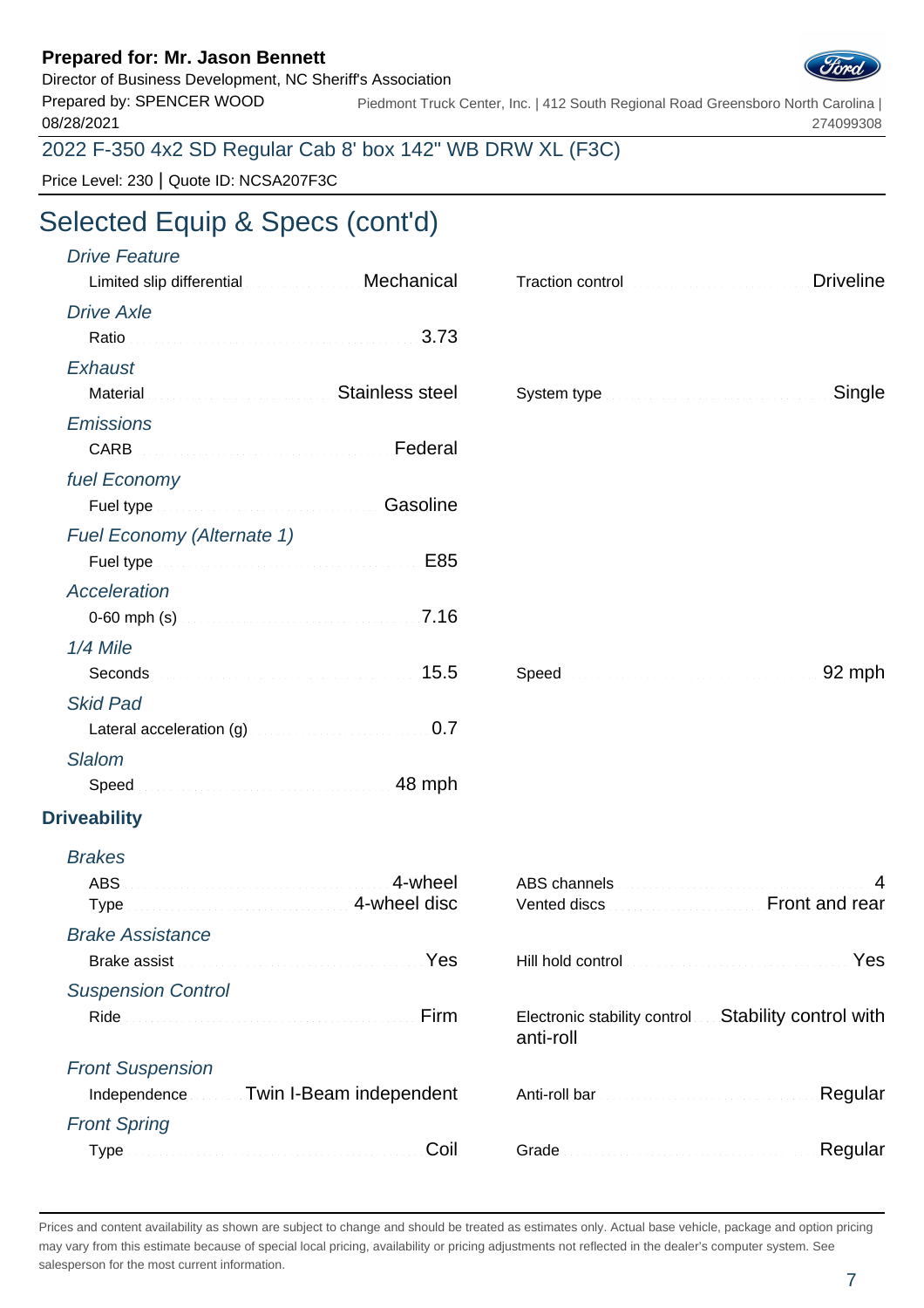**Prepared for: Mr. Jason Bennett**
Director of Business Development, NC Sheriff's Association
Prepared by: SPENCER WOOD
08/28/2021

Piedmont Truck Center, Inc. | 412 South Regional Road Greensboro North Carolina | 274099308

2022 F-350 4x2 SD Regular Cab 8' box 142" WB DRW XL (F3C)

Price Level: 230 | Quote ID: NCSA207F3C

# Selected Equip & Specs (cont'd)

*Drive Feature*

- Limited slip differential: Mechanical
- Traction control: Driveline

*Drive Axle*

- Ratio: 3.73

*Exhaust*

- Material: Stainless steel
- System type: Single

*Emissions*

- CARB: Federal

*fuel Economy*

- Fuel type: Gasoline

*Fuel Economy (Alternate 1)*

- Fuel type: E85

*Acceleration*

- 0-60 mph (s): 7.16

*1/4 Mile*

- Seconds: 15.5
- Speed: 92 mph

*Skid Pad*

- Lateral acceleration (g): 0.7

*Slalom*

- Speed: 48 mph

## Driveability

*Brakes*

- ABS: 4-wheel
- ABS channels: 4
- Type: 4-wheel disc
- Vented discs: Front and rear

*Brake Assistance*

- Brake assist: Yes
- Hill hold control: Yes

*Suspension Control*

- Ride: Firm
- Electronic stability control: Stability control with anti-roll

*Front Suspension*

- Independence: Twin I-Beam independent
- Anti-roll bar: Regular

*Front Spring*

- Type: Coil
- Grade: Regular

Prices and content availability as shown are subject to change and should be treated as estimates only. Actual base vehicle, package and option pricing may vary from this estimate because of special local pricing, availability or pricing adjustments not reflected in the dealer's computer system. See salesperson for the most current information.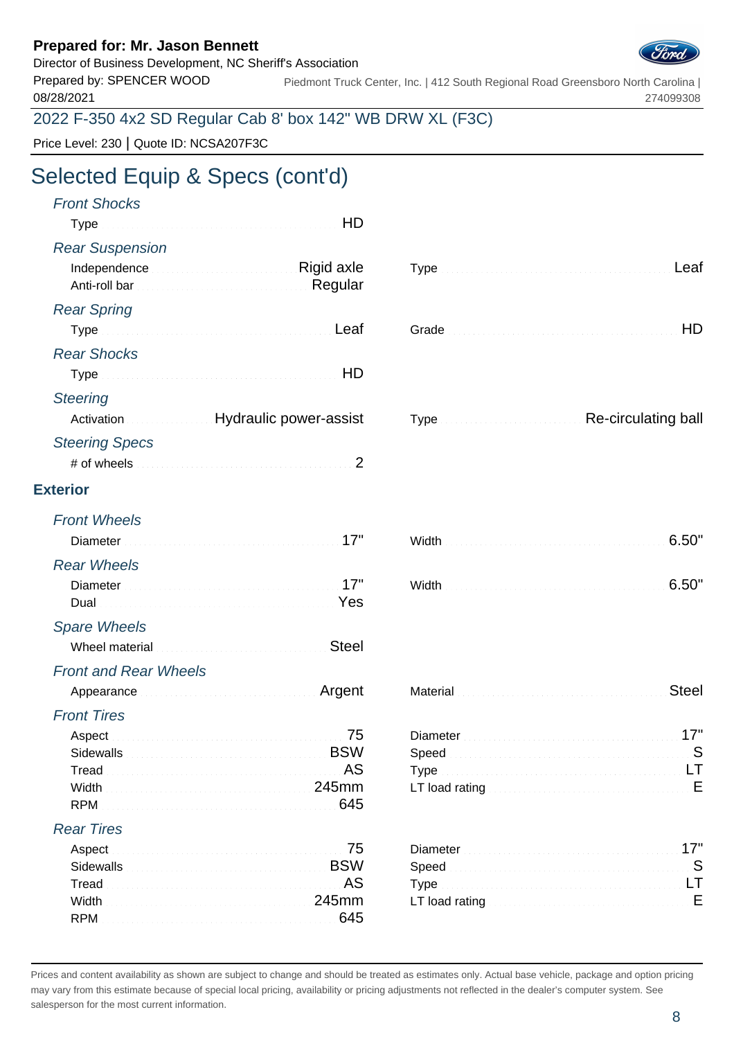**Prepared for: Mr. Jason Bennett**
Director of Business Development, NC Sheriff's Association
Prepared by: SPENCER WOOD
08/28/2021

Piedmont Truck Center, Inc. | 412 South Regional Road Greensboro North Carolina | 274099308

2022 F-350 4x2 SD Regular Cab 8' box 142" WB DRW XL (F3C)

Price Level: 230 | Quote ID: NCSA207F3C

# Selected Equip & Specs (cont'd)

*Front Shocks*

- Type: HD

*Rear Suspension*

- Independence: Rigid axle
- Anti-roll bar: Regular
- Type: Leaf

*Rear Spring*

- Type: Leaf
- Grade: HD

*Rear Shocks*

- Type: HD

*Steering*

- Activation: Hydraulic power-assist
- Type: Re-circulating ball

*Steering Specs*

- # of wheels: 2

## Exterior

*Front Wheels*

- Diameter: 17"
- Width: 6.50"

*Rear Wheels*

- Diameter: 17"
- Dual: Yes
- Width: 6.50"

*Spare Wheels*

- Wheel material: Steel

*Front and Rear Wheels*

- Appearance: Argent
- Material: Steel

*Front Tires*

- Aspect: 75
- Sidewalls: BSW
- Tread: AS
- Width: 245mm
- RPM: 645
- Diameter: 17"
- Speed: S
- Type: LT
- LT load rating: E

*Rear Tires*

- Aspect: 75
- Sidewalls: BSW
- Tread: AS
- Width: 245mm
- RPM: 645
- Diameter: 17"
- Speed: S
- Type: LT
- LT load rating: E

Prices and content availability as shown are subject to change and should be treated as estimates only. Actual base vehicle, package and option pricing may vary from this estimate because of special local pricing, availability or pricing adjustments not reflected in the dealer's computer system. See salesperson for the most current information.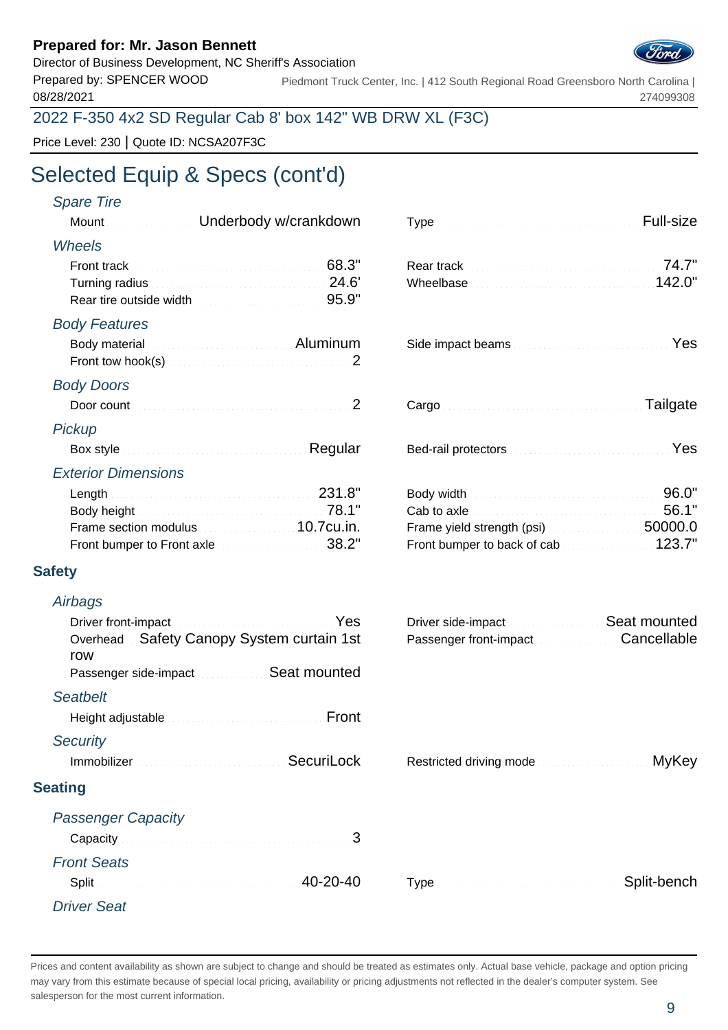**Prepared for: Mr. Jason Bennett**
Director of Business Development, NC Sheriff's Association
Prepared by: SPENCER WOOD
08/28/2021

Piedmont Truck Center, Inc. | 412 South Regional Road Greensboro North Carolina | 274099308

2022 F-350 4x2 SD Regular Cab 8' box 142" WB DRW XL (F3C)

Price Level: 230 | Quote ID: NCSA207F3C

# Selected Equip & Specs (cont'd)

*Spare Tire*

| | | | |
|---|---|---|---|
| Mount | Underbody w/crankdown | Type | Full-size |

*Wheels*

| | | | |
|---|---|---|---|
| Front track | 68.3" | Rear track | 74.7" |
| Turning radius | 24.6' | Wheelbase | 142.0" |
| Rear tire outside width | 95.9" | | |

*Body Features*

| | | | |
|---|---|---|---|
| Body material | Aluminum | Side impact beams | Yes |
| Front tow hook(s) | 2 | | |

*Body Doors*

| | | | |
|---|---|---|---|
| Door count | 2 | Cargo | Tailgate |

*Pickup*

| | | | |
|---|---|---|---|
| Box style | Regular | Bed-rail protectors | Yes |

*Exterior Dimensions*

| | | | |
|---|---|---|---|
| Length | 231.8" | Body width | 96.0" |
| Body height | 78.1" | Cab to axle | 56.1" |
| Frame section modulus | 10.7cu.in. | Frame yield strength (psi) | 50000.0 |
| Front bumper to Front axle | 38.2" | Front bumper to back of cab | 123.7" |

## Safety

*Airbags*

| | | | |
|---|---|---|---|
| Driver front-impact | Yes | Driver side-impact | Seat mounted |
| Overhead | Safety Canopy System curtain 1st row | Passenger front-impact | Cancellable |
| Passenger side-impact | Seat mounted | | |

*Seatbelt*

| | |
|---|---|
| Height adjustable | Front |

*Security*

| | | | |
|---|---|---|---|
| Immobilizer | SecuriLock | Restricted driving mode | MyKey |

## Seating

*Passenger Capacity*

| | |
|---|---|
| Capacity | 3 |

*Front Seats*

| | | | |
|---|---|---|---|
| Split | 40-20-40 | Type | Split-bench |

*Driver Seat*

Prices and content availability as shown are subject to change and should be treated as estimates only. Actual base vehicle, package and option pricing may vary from this estimate because of special local pricing, availability or pricing adjustments not reflected in the dealer's computer system. See salesperson for the most current information.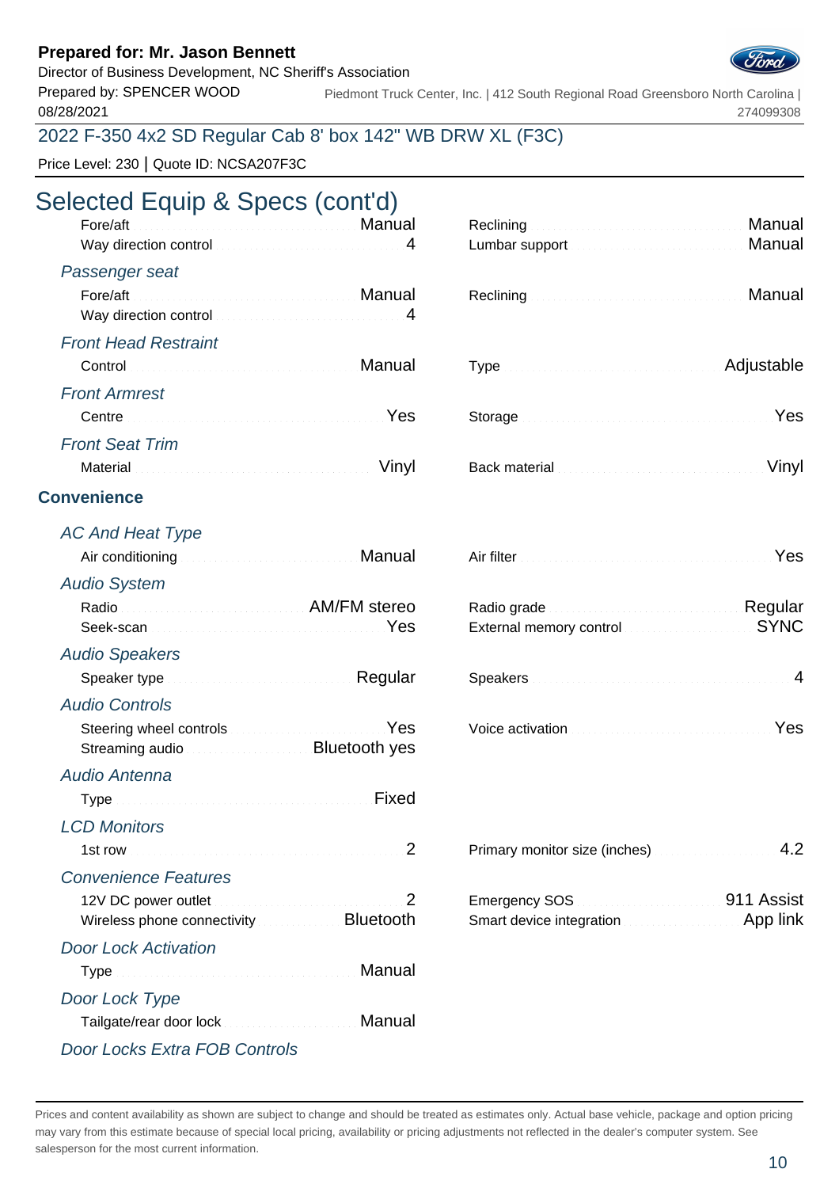**Prepared for: Mr. Jason Bennett**
Director of Business Development, NC Sheriff's Association
Prepared by: SPENCER WOOD
08/28/2021

Piedmont Truck Center, Inc. | 412 South Regional Road Greensboro North Carolina | 274099308

2022 F-350 4x2 SD Regular Cab 8' box 142" WB DRW XL (F3C)

Price Level: 230 | Quote ID: NCSA207F3C

# Selected Equip & Specs (cont'd)

| | | | |
|---|---|---|---|
| Fore/aft | Manual | Reclining | Manual |
| Way direction control | 4 | Lumbar support | Manual |

### *Passenger seat*

| | | | |
|---|---|---|---|
| Fore/aft | Manual | Reclining | Manual |
| Way direction control | 4 | | |

### *Front Head Restraint*

| | | | |
|---|---|---|---|
| Control | Manual | Type | Adjustable |

### *Front Armrest*

| | | | |
|---|---|---|---|
| Centre | Yes | Storage | Yes |

### *Front Seat Trim*

| | | | |
|---|---|---|---|
| Material | Vinyl | Back material | Vinyl |

## Convenience

### *AC And Heat Type*

| | | | |
|---|---|---|---|
| Air conditioning | Manual | Air filter | Yes |

### *Audio System*

| | | | |
|---|---|---|---|
| Radio | AM/FM stereo | Radio grade | Regular |
| Seek-scan | Yes | External memory control | SYNC |

### *Audio Speakers*

| | | | |
|---|---|---|---|
| Speaker type | Regular | Speakers | 4 |

### *Audio Controls*

| | | | |
|---|---|---|---|
| Steering wheel controls | Yes | Voice activation | Yes |
| Streaming audio | Bluetooth yes | | |

### *Audio Antenna*

| | |
|---|---|
| Type | Fixed |

### *LCD Monitors*

| | | | |
|---|---|---|---|
| 1st row | 2 | Primary monitor size (inches) | 4.2 |

### *Convenience Features*

| | | | |
|---|---|---|---|
| 12V DC power outlet | 2 | Emergency SOS | 911 Assist |
| Wireless phone connectivity | Bluetooth | Smart device integration | App link |

### *Door Lock Activation*

| | |
|---|---|
| Type | Manual |

### *Door Lock Type*

| | |
|---|---|
| Tailgate/rear door lock | Manual |

### *Door Locks Extra FOB Controls*

Prices and content availability as shown are subject to change and should be treated as estimates only. Actual base vehicle, package and option pricing may vary from this estimate because of special local pricing, availability or pricing adjustments not reflected in the dealer's computer system. See salesperson for the most current information.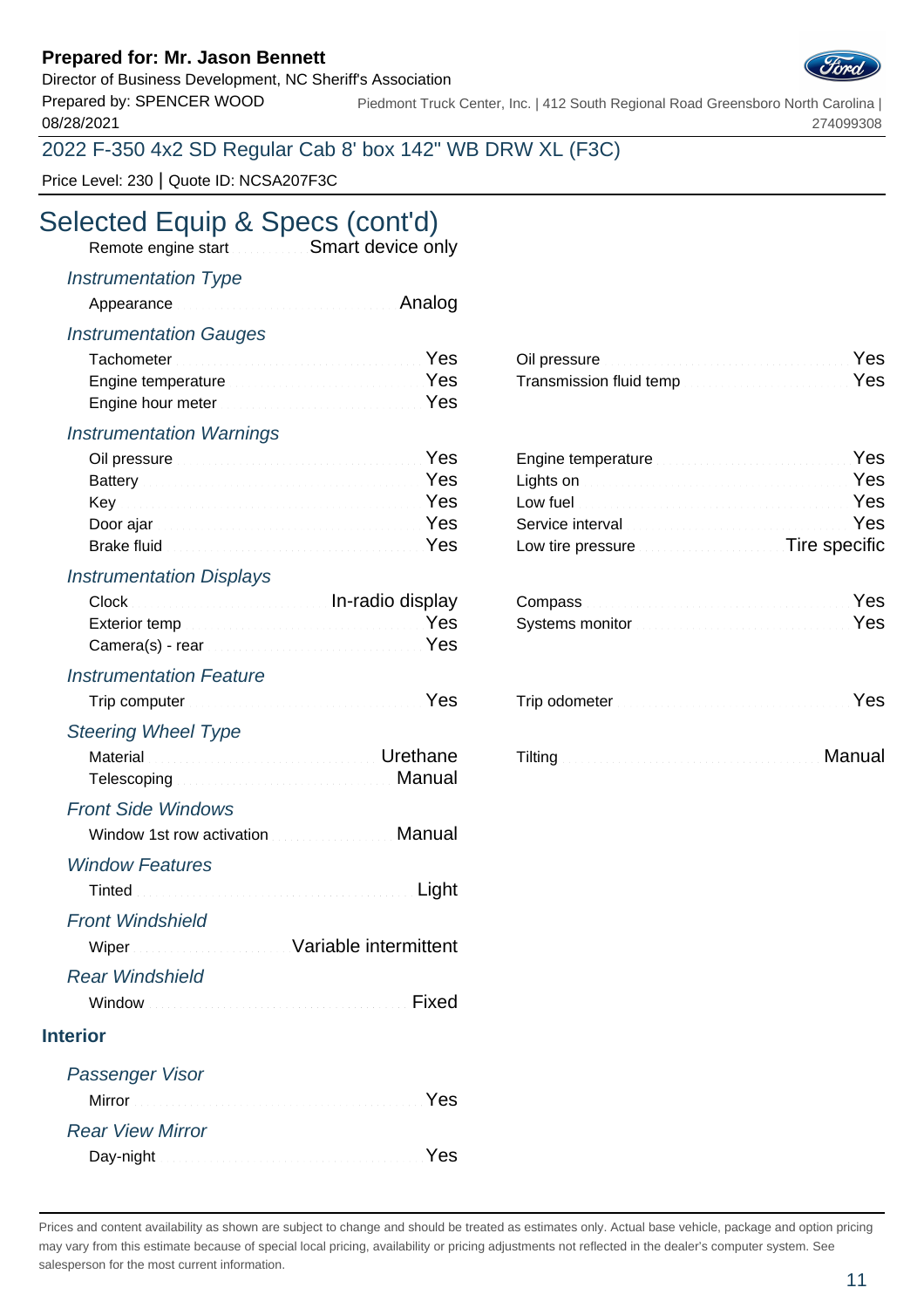**Prepared for: Mr. Jason Bennett**
Director of Business Development, NC Sheriff's Association
Prepared by: SPENCER WOOD
08/28/2021

Piedmont Truck Center, Inc. | 412 South Regional Road Greensboro North Carolina | 274099308

2022 F-350 4x2 SD Regular Cab 8' box 142" WB DRW XL (F3C)

Price Level: 230 | Quote ID: NCSA207F3C

# Selected Equip & Specs (cont'd)

| | |
|---|---|
| Remote engine start | Smart device only |

### *Instrumentation Type*

| | |
|---|---|
| Appearance | Analog |

### *Instrumentation Gauges*

| | | | |
|---|---|---|---|
| Tachometer | Yes | Oil pressure | Yes |
| Engine temperature | Yes | Transmission fluid temp | Yes |
| Engine hour meter | Yes | | |

### *Instrumentation Warnings*

| | | | |
|---|---|---|---|
| Oil pressure | Yes | Engine temperature | Yes |
| Battery | Yes | Lights on | Yes |
| Key | Yes | Low fuel | Yes |
| Door ajar | Yes | Service interval | Yes |
| Brake fluid | Yes | Low tire pressure | Tire specific |

### *Instrumentation Displays*

| | | | |
|---|---|---|---|
| Clock | In-radio display | Compass | Yes |
| Exterior temp | Yes | Systems monitor | Yes |
| Camera(s) - rear | Yes | | |

### *Instrumentation Feature*

| | | | |
|---|---|---|---|
| Trip computer | Yes | Trip odometer | Yes |

### *Steering Wheel Type*

| | | | |
|---|---|---|---|
| Material | Urethane | Tilting | Manual |
| Telescoping | Manual | | |

### *Front Side Windows*

| | |
|---|---|
| Window 1st row activation | Manual |

### *Window Features*

| | |
|---|---|
| Tinted | Light |

### *Front Windshield*

| | |
|---|---|
| Wiper | Variable intermittent |

### *Rear Windshield*

| | |
|---|---|
| Window | Fixed |

## Interior

### *Passenger Visor*

| | |
|---|---|
| Mirror | Yes |

### *Rear View Mirror*

| | |
|---|---|
| Day-night | Yes |

Prices and content availability as shown are subject to change and should be treated as estimates only. Actual base vehicle, package and option pricing may vary from this estimate because of special local pricing, availability or pricing adjustments not reflected in the dealer's computer system. See salesperson for the most current information.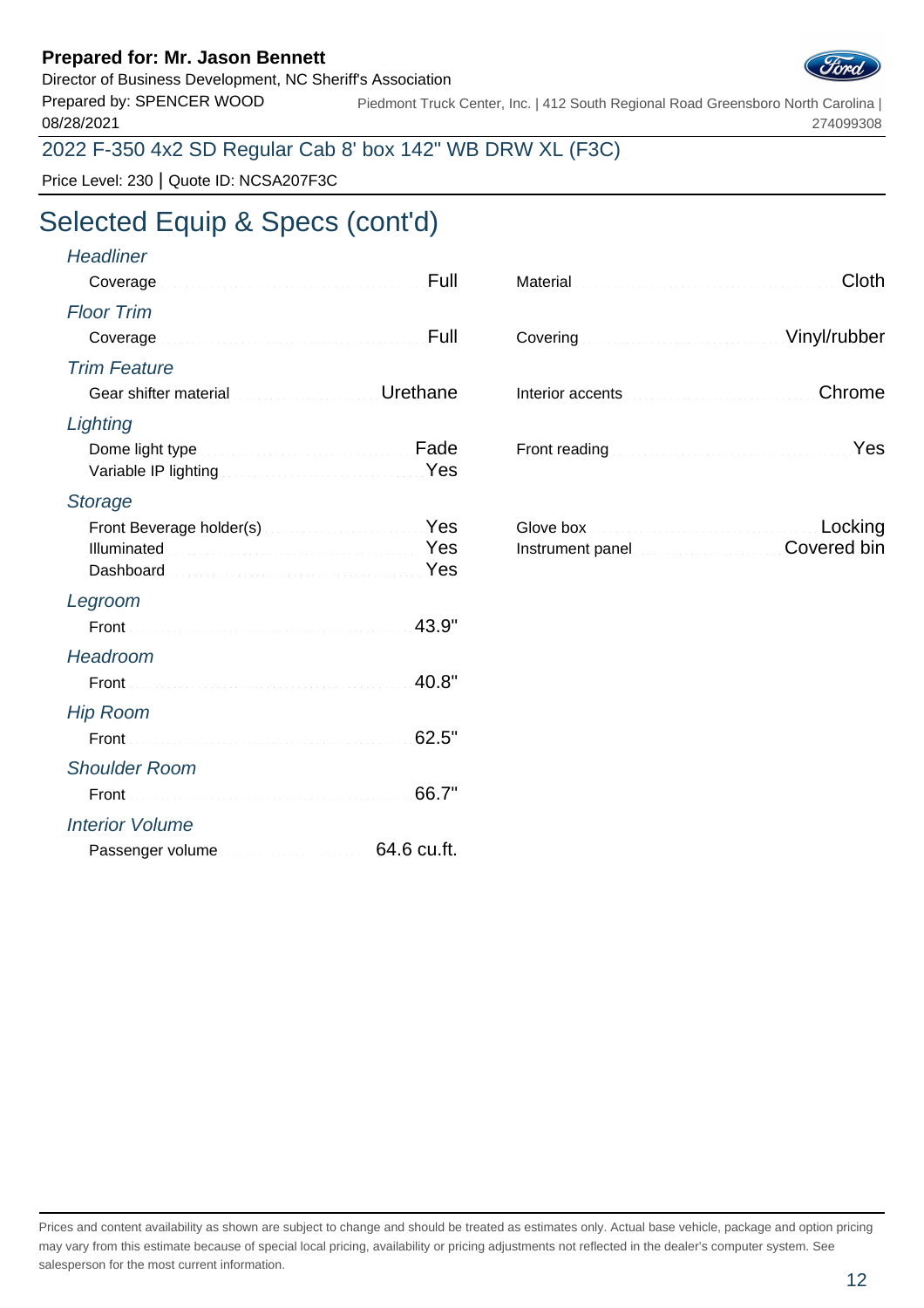**Prepared for: Mr. Jason Bennett**
Director of Business Development, NC Sheriff's Association
Prepared by: SPENCER WOOD
08/28/2021

Piedmont Truck Center, Inc. | 412 South Regional Road Greensboro North Carolina | 274099308

2022 F-350 4x2 SD Regular Cab 8' box 142" WB DRW XL (F3C)

Price Level: 230 | Quote ID: NCSA207F3C

# Selected Equip & Specs (cont'd)

*Headliner*

| | | | |
|---|---|---|---|
| Coverage | Full | Material | Cloth |

*Floor Trim*

| | | | |
|---|---|---|---|
| Coverage | Full | Covering | Vinyl/rubber |

*Trim Feature*

| | | | |
|---|---|---|---|
| Gear shifter material | Urethane | Interior accents | Chrome |

*Lighting*

| | | | |
|---|---|---|---|
| Dome light type | Fade | Front reading | Yes |
| Variable IP lighting | Yes | | |

*Storage*

| | | | |
|---|---|---|---|
| Front Beverage holder(s) | Yes | Glove box | Locking |
| Illuminated | Yes | Instrument panel | Covered bin |
| Dashboard | Yes | | |

*Legroom*

| | |
|---|---|
| Front | 43.9" |

*Headroom*

| | |
|---|---|
| Front | 40.8" |

*Hip Room*

| | |
|---|---|
| Front | 62.5" |

*Shoulder Room*

| | |
|---|---|
| Front | 66.7" |

*Interior Volume*

| | |
|---|---|
| Passenger volume | 64.6 cu.ft. |

Prices and content availability as shown are subject to change and should be treated as estimates only. Actual base vehicle, package and option pricing may vary from this estimate because of special local pricing, availability or pricing adjustments not reflected in the dealer's computer system. See salesperson for the most current information.